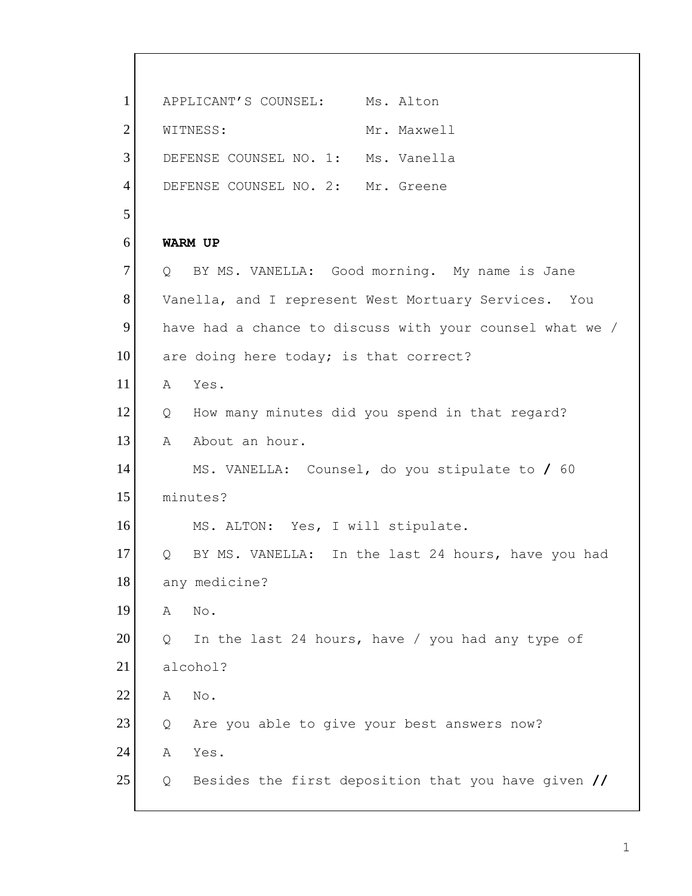APPLICANT'S COUNSEL: Ms. Alton

WITNESS: Mr. Maxwell

DEFENSE COUNSEL NO. 1: Ms. Vanella

DEFENSE COUNSEL NO. 2: Mr. Greene

**WARM UP**

Q BY MS. VANELLA: Good morning. My name is Jane Vanella, and I represent West Mortuary Services. You have had a chance to discuss with your counsel what we / are doing here today; is that correct?

A Yes.

Q How many minutes did you spend in that regard?

A About an hour.

MS. VANELLA: Counsel, do you stipulate to **/** 60 minutes?

MS. ALTON: Yes, I will stipulate.

Q BY MS. VANELLA: In the last 24 hours, have you had any medicine?

A No.

Q In the last 24 hours, have / you had any type of alcohol?

A No.

Q Are you able to give your best answers now?

A Yes.

Q Besides the first deposition that you have given **//**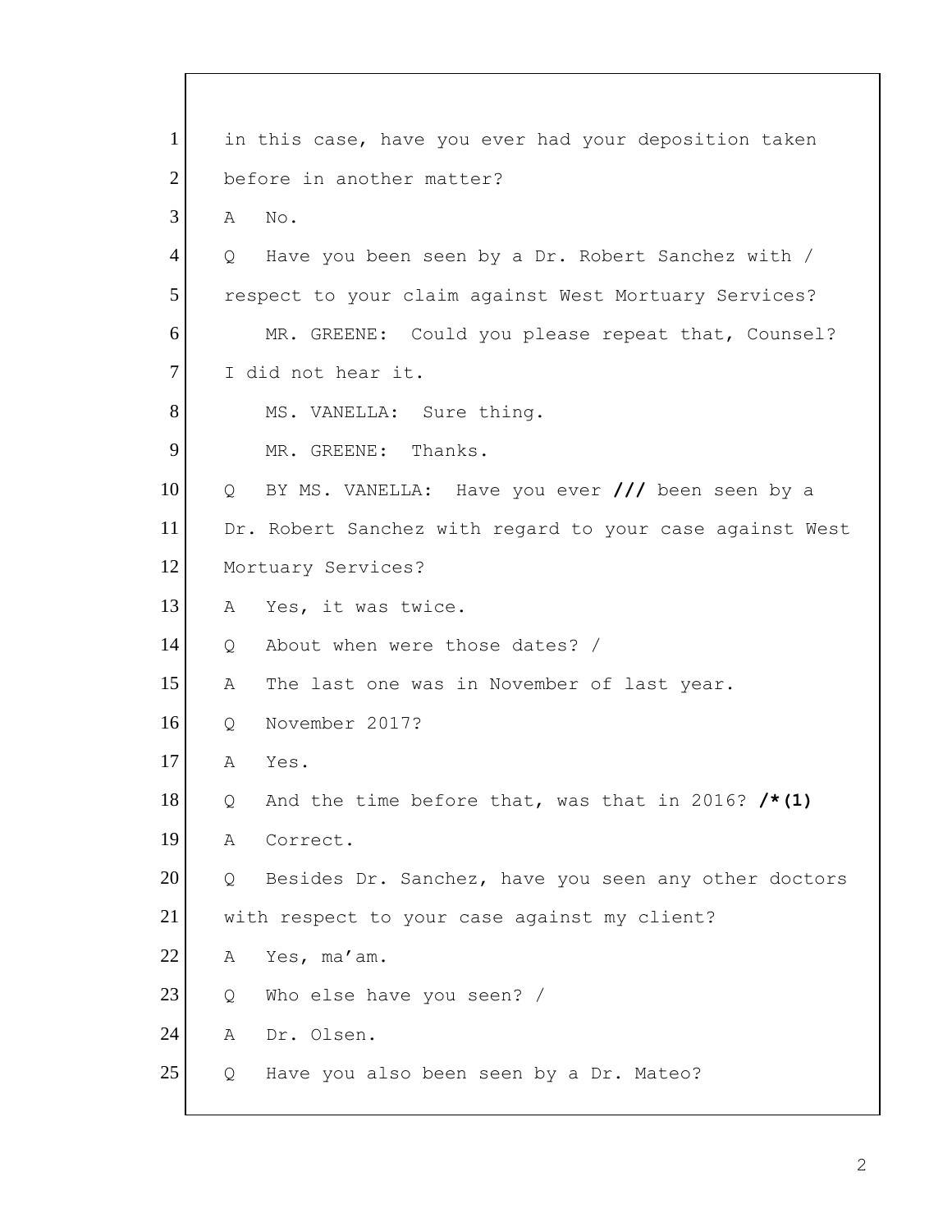1 in this case, have you ever had your deposition taken
2 before in another matter?
3 A No.
4 Q Have you been seen by a Dr. Robert Sanchez with /
5 respect to your claim against West Mortuary Services?
6 MR. GREENE: Could you please repeat that, Counsel?
7 I did not hear it.
8 MS. VANELLA: Sure thing.
9 MR. GREENE: Thanks.
10 Q BY MS. VANELLA: Have you ever **///** been seen by a
11 Dr. Robert Sanchez with regard to your case against West
12 Mortuary Services?
13 A Yes, it was twice.
14 Q About when were those dates? /
15 A The last one was in November of last year.
16 Q November 2017?
17 A Yes.
18 Q And the time before that, was that in 2016? **/*(1)**
19 A Correct.
20 Q Besides Dr. Sanchez, have you seen any other doctors
21 with respect to your case against my client?
22 A Yes, ma'am.
23 Q Who else have you seen? /
24 A Dr. Olsen.
25 Q Have you also been seen by a Dr. Mateo?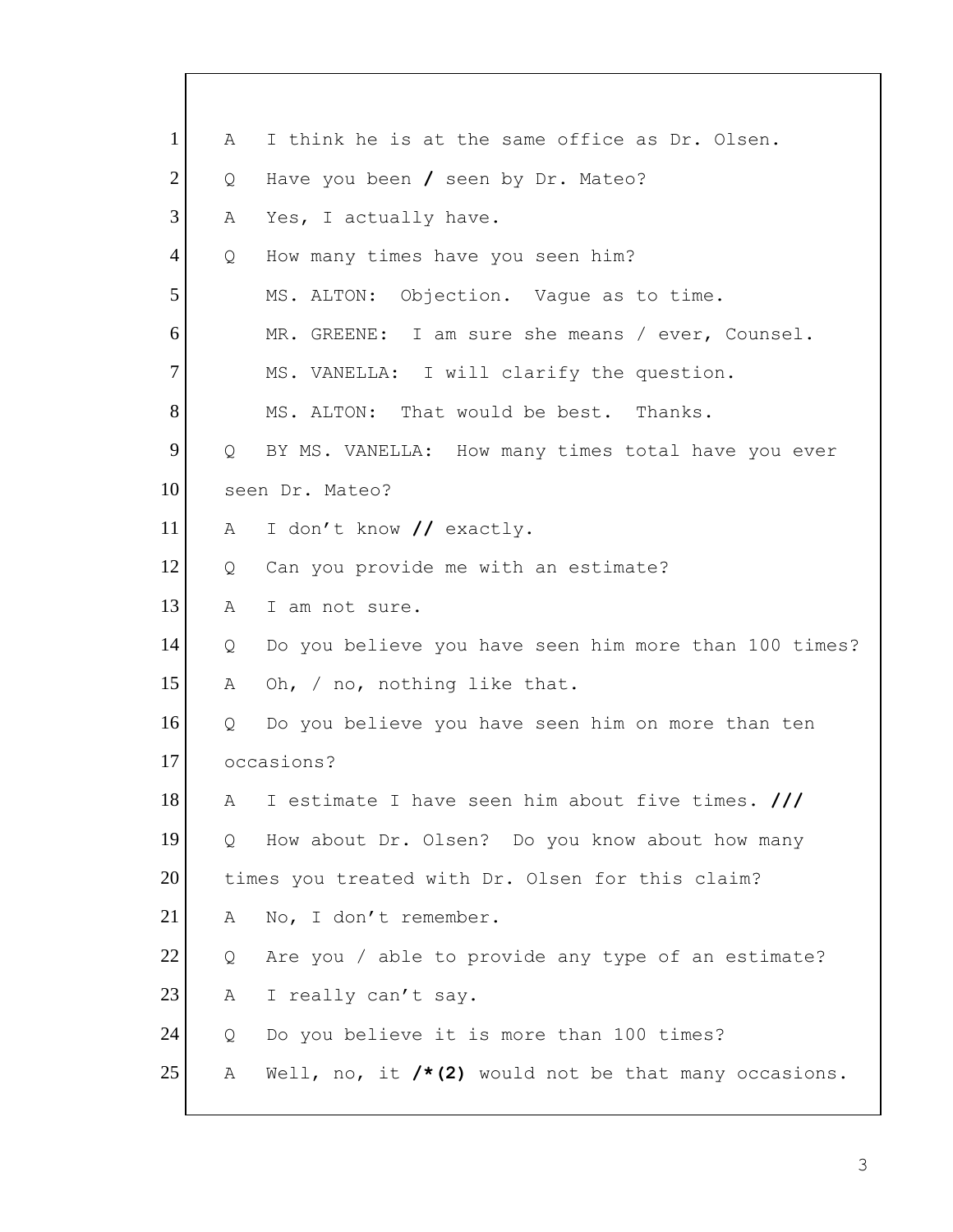1 A I think he is at the same office as Dr. Olsen.

2 Q Have you been **/** seen by Dr. Mateo?

3 A Yes, I actually have.

4 Q How many times have you seen him?

5 MS. ALTON: Objection. Vague as to time.

6 MR. GREENE: I am sure she means / ever, Counsel.

7 MS. VANELLA: I will clarify the question.

8 MS. ALTON: That would be best. Thanks.

9 Q BY MS. VANELLA: How many times total have you ever

10 seen Dr. Mateo?

11 A I don't know **//** exactly.

12 Q Can you provide me with an estimate?

13 A I am not sure.

14 Q Do you believe you have seen him more than 100 times?

15 A Oh, / no, nothing like that.

16 Q Do you believe you have seen him on more than ten

17 occasions?

18 A I estimate I have seen him about five times. **///**

19 Q How about Dr. Olsen? Do you know about how many

20 times you treated with Dr. Olsen for this claim?

21 A No, I don't remember.

22 Q Are you / able to provide any type of an estimate?

23 A I really can't say.

24 Q Do you believe it is more than 100 times?

25 A Well, no, it **/*(2)** would not be that many occasions.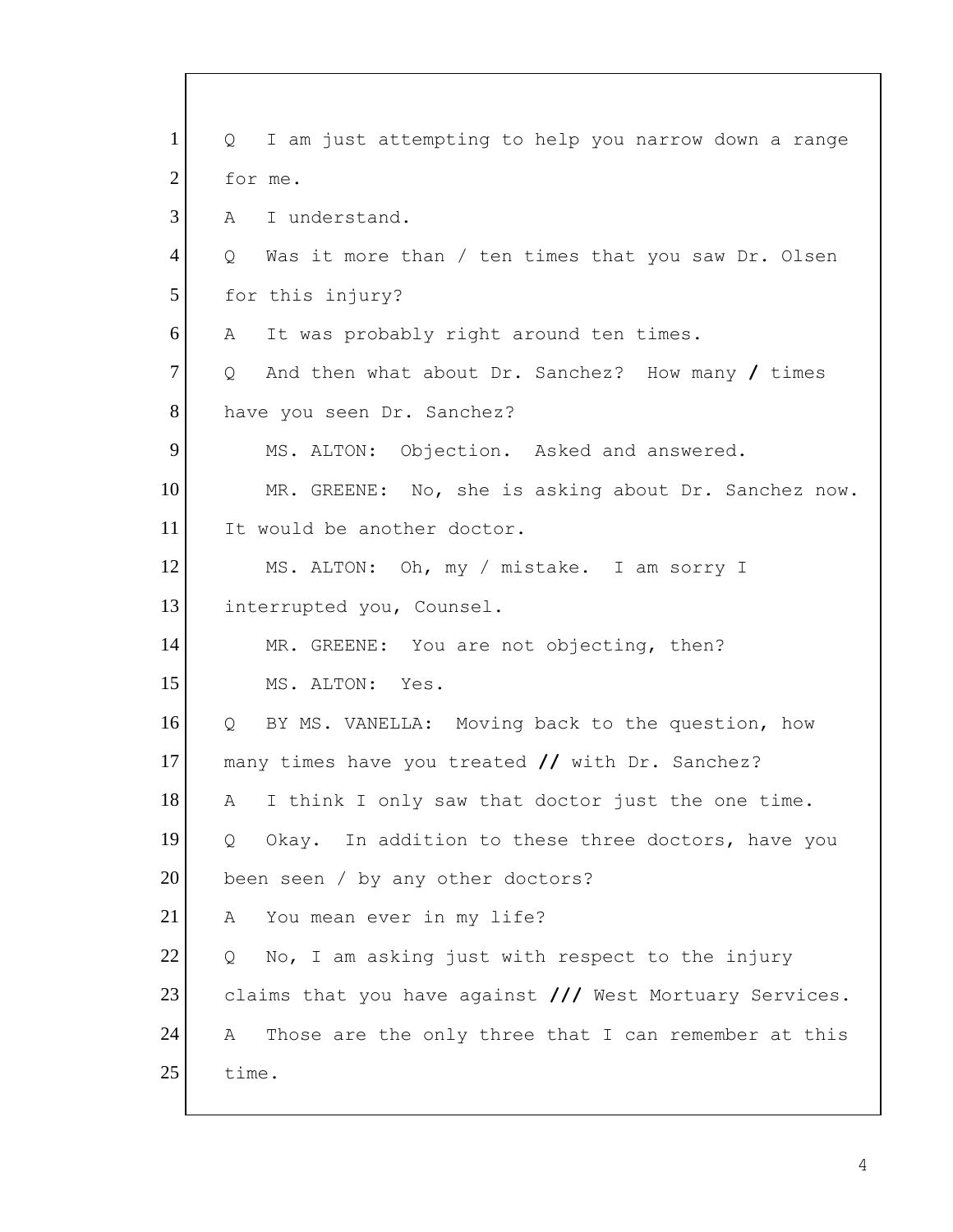1 Q I am just attempting to help you narrow down a range
2 for me.
3 A I understand.
4 Q Was it more than / ten times that you saw Dr. Olsen
5 for this injury?
6 A It was probably right around ten times.
7 Q And then what about Dr. Sanchez? How many **/** times
8 have you seen Dr. Sanchez?
9 MS. ALTON: Objection. Asked and answered.
10 MR. GREENE: No, she is asking about Dr. Sanchez now.
11 It would be another doctor.
12 MS. ALTON: Oh, my / mistake. I am sorry I
13 interrupted you, Counsel.
14 MR. GREENE: You are not objecting, then?
15 MS. ALTON: Yes.
16 Q BY MS. VANELLA: Moving back to the question, how
17 many times have you treated **//** with Dr. Sanchez?
18 A I think I only saw that doctor just the one time.
19 Q Okay. In addition to these three doctors, have you
20 been seen / by any other doctors?
21 A You mean ever in my life?
22 Q No, I am asking just with respect to the injury
23 claims that you have against **///** West Mortuary Services.
24 A Those are the only three that I can remember at this
25 time.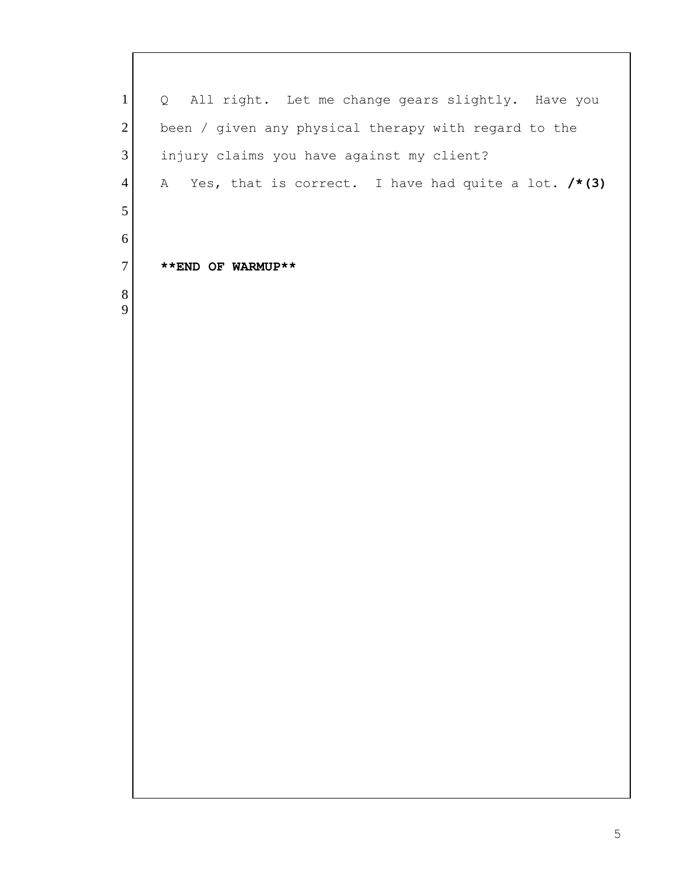1 Q All right. Let me change gears slightly. Have you
2 been / given any physical therapy with regard to the
3 injury claims you have against my client?
4 A Yes, that is correct. I have had quite a lot. **/*(3)**
5
6
7 **\*\*END OF WARMUP\*\***
8
9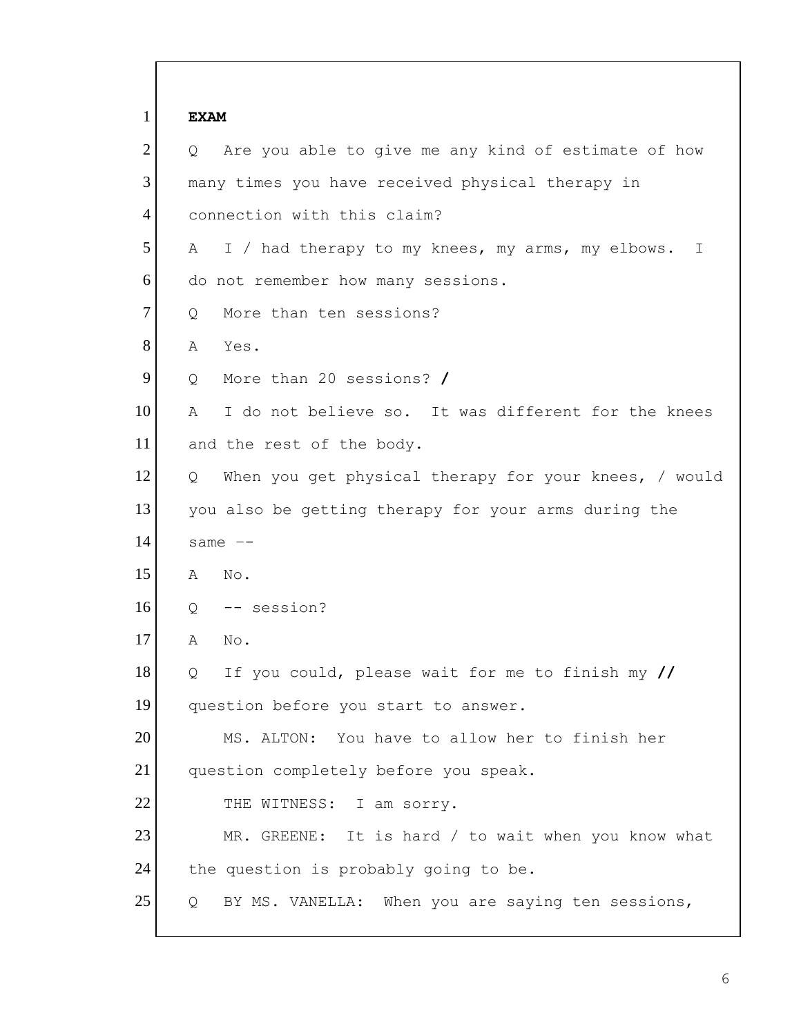1 **EXAM**

2 Q Are you able to give me any kind of estimate of how

3 many times you have received physical therapy in

4 connection with this claim?

5 A I / had therapy to my knees, my arms, my elbows. I

6 do not remember how many sessions.

7 Q More than ten sessions?

8 A Yes.

9 Q More than 20 sessions? **/**

10 A I do not believe so. It was different for the knees

11 and the rest of the body.

12 Q When you get physical therapy for your knees, / would

13 you also be getting therapy for your arms during the

14 same --

15 A No.

16 Q -- session?

17 A No.

18 Q If you could, please wait for me to finish my **//**

19 question before you start to answer.

20 MS. ALTON: You have to allow her to finish her

21 question completely before you speak.

22 THE WITNESS: I am sorry.

23 MR. GREENE: It is hard / to wait when you know what

24 the question is probably going to be.

25 Q BY MS. VANELLA: When you are saying ten sessions,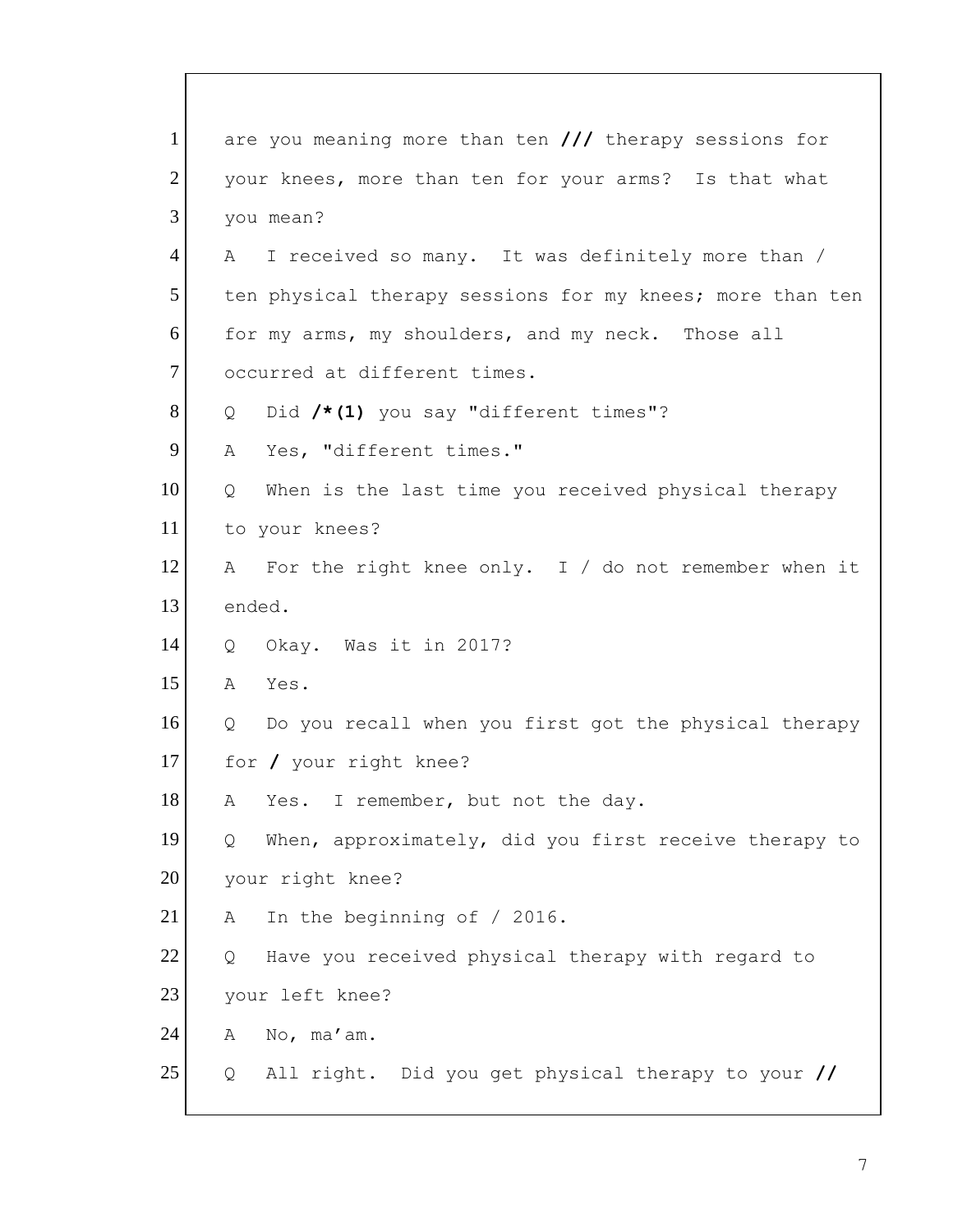1 are you meaning more than ten **///** therapy sessions for
2 your knees, more than ten for your arms? Is that what
3 you mean?
4 A I received so many. It was definitely more than /
5 ten physical therapy sessions for my knees; more than ten
6 for my arms, my shoulders, and my neck. Those all
7 occurred at different times.
8 Q Did **/*(1)** you say "different times"?
9 A Yes, "different times."
10 Q When is the last time you received physical therapy
11 to your knees?
12 A For the right knee only. I / do not remember when it
13 ended.
14 Q Okay. Was it in 2017?
15 A Yes.
16 Q Do you recall when you first got the physical therapy
17 for **/** your right knee?
18 A Yes. I remember, but not the day.
19 Q When, approximately, did you first receive therapy to
20 your right knee?
21 A In the beginning of / 2016.
22 Q Have you received physical therapy with regard to
23 your left knee?
24 A No, ma'am.
25 Q All right. Did you get physical therapy to your **//**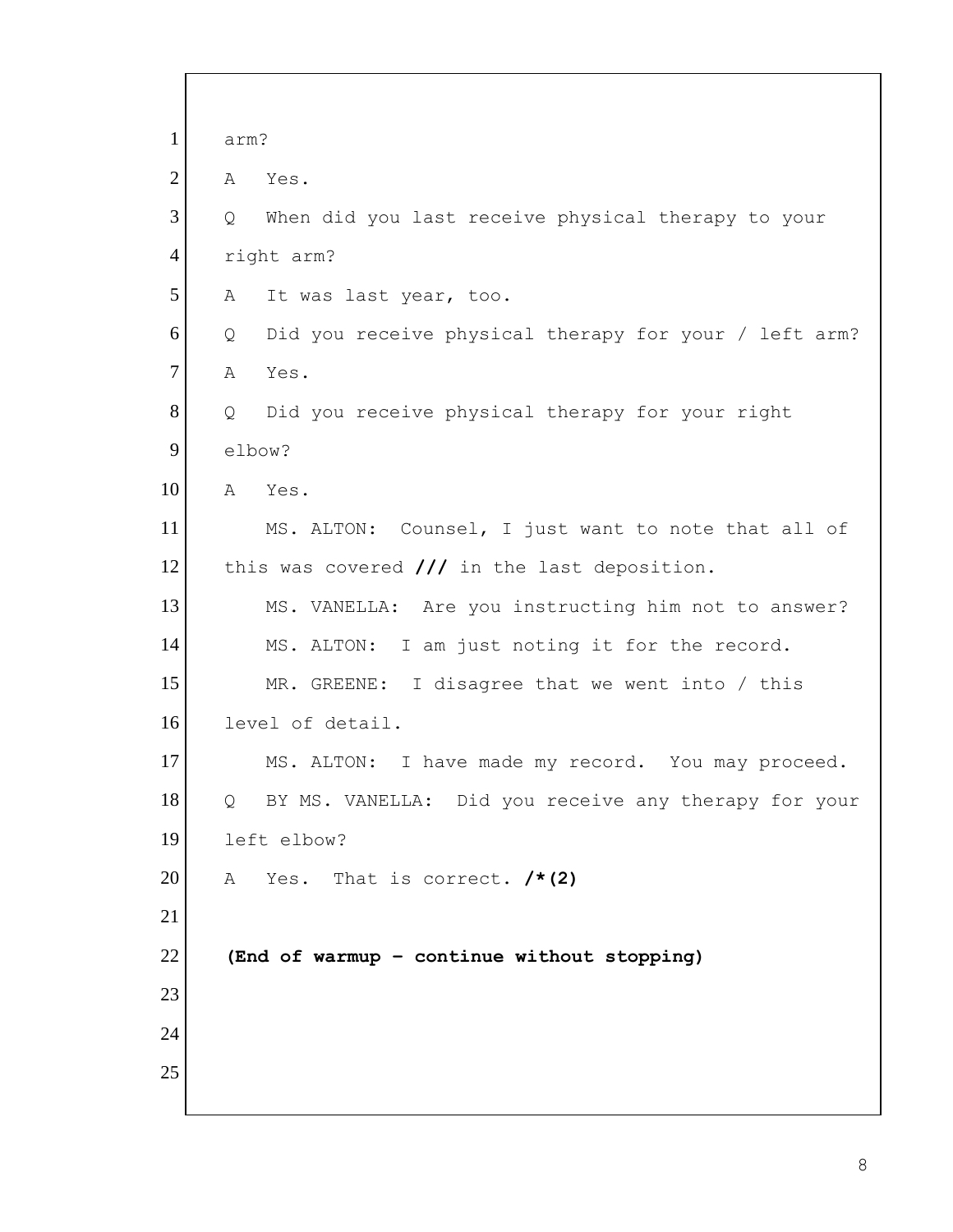1 arm?

2 A Yes.

3 Q When did you last receive physical therapy to your

4 right arm?

5 A It was last year, too.

6 Q Did you receive physical therapy for your / left arm?

7 A Yes.

8 Q Did you receive physical therapy for your right

9 elbow?

10 A Yes.

11 MS. ALTON: Counsel, I just want to note that all of

12 this was covered **///** in the last deposition.

13 MS. VANELLA: Are you instructing him not to answer?

14 MS. ALTON: I am just noting it for the record.

15 MR. GREENE: I disagree that we went into / this

16 level of detail.

17 MS. ALTON: I have made my record. You may proceed.

18 Q BY MS. VANELLA: Did you receive any therapy for your

19 left elbow?

20 A Yes. That is correct. **/*(2)**

21

22 **(End of warmup - continue without stopping)**

23

24

25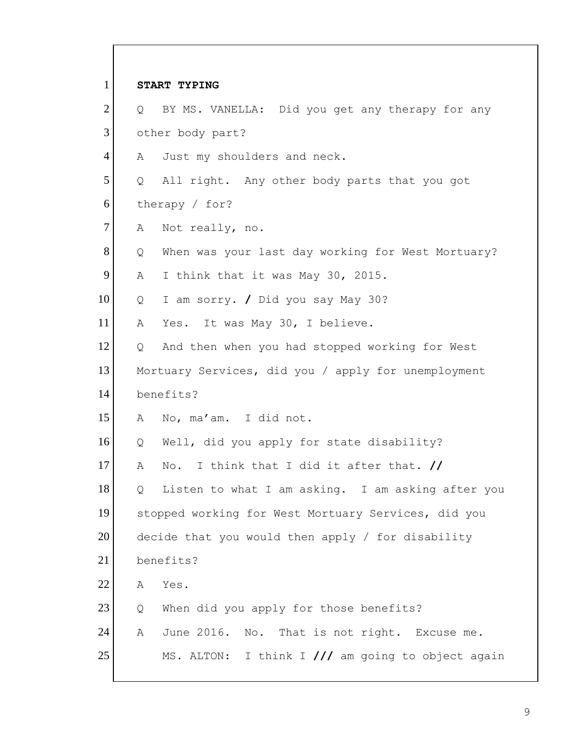**START TYPING**

Q BY MS. VANELLA: Did you get any therapy for any other body part?

A Just my shoulders and neck.

Q All right. Any other body parts that you got therapy / for?

A Not really, no.

Q When was your last day working for West Mortuary?

A I think that it was May 30, 2015.

Q I am sorry. **/** Did you say May 30?

A Yes. It was May 30, I believe.

Q And then when you had stopped working for West Mortuary Services, did you / apply for unemployment benefits?

A No, ma'am. I did not.

Q Well, did you apply for state disability?

A No. I think that I did it after that. **//**

Q Listen to what I am asking. I am asking after you stopped working for West Mortuary Services, did you decide that you would then apply / for disability benefits?

A Yes.

Q When did you apply for those benefits?

A June 2016. No. That is not right. Excuse me.

MS. ALTON: I think I **///** am going to object again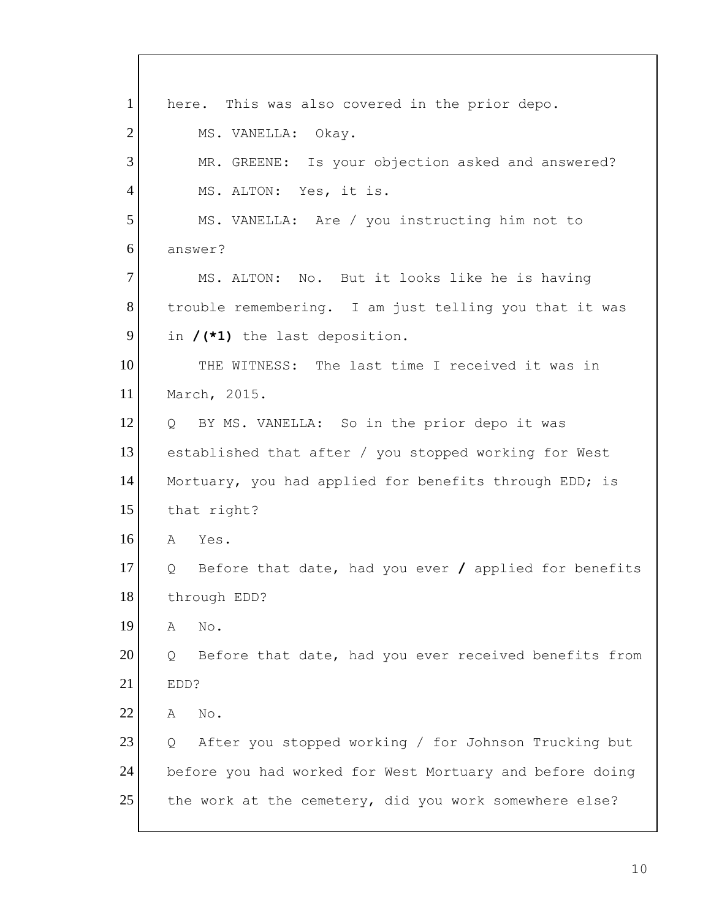1 here. This was also covered in the prior depo.

2 MS. VANELLA: Okay.

3 MR. GREENE: Is your objection asked and answered?

4 MS. ALTON: Yes, it is.

5 MS. VANELLA: Are / you instructing him not to

6 answer?

7 MS. ALTON: No. But it looks like he is having

8 trouble remembering. I am just telling you that it was

9 in **/(*1)** the last deposition.

10 THE WITNESS: The last time I received it was in

11 March, 2015.

12 Q BY MS. VANELLA: So in the prior depo it was

13 established that after / you stopped working for West

14 Mortuary, you had applied for benefits through EDD; is

15 that right?

16 A Yes.

17 Q Before that date, had you ever **/** applied for benefits

18 through EDD?

19 A No.

20 Q Before that date, had you ever received benefits from

21 EDD?

22 A No.

23 Q After you stopped working / for Johnson Trucking but

24 before you had worked for West Mortuary and before doing

25 the work at the cemetery, did you work somewhere else?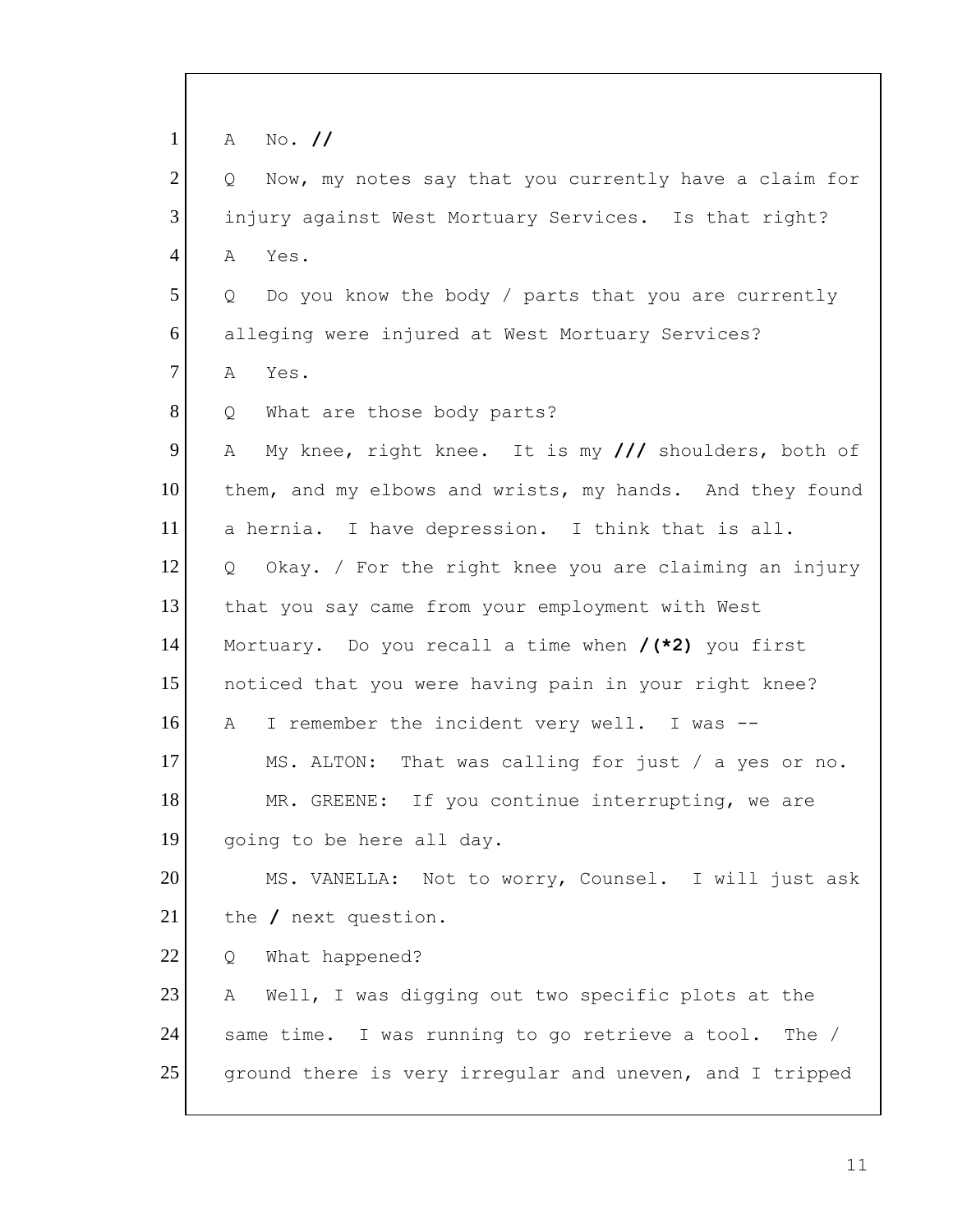1 A No. **//**

2 Q Now, my notes say that you currently have a claim for

3 injury against West Mortuary Services. Is that right?

4 A Yes.

5 Q Do you know the body / parts that you are currently

6 alleging were injured at West Mortuary Services?

7 A Yes.

8 Q What are those body parts?

9 A My knee, right knee. It is my **///** shoulders, both of

10 them, and my elbows and wrists, my hands. And they found

11 a hernia. I have depression. I think that is all.

12 Q Okay. / For the right knee you are claiming an injury

13 that you say came from your employment with West

14 Mortuary. Do you recall a time when **/(*2)** you first

15 noticed that you were having pain in your right knee?

16 A I remember the incident very well. I was --

17 MS. ALTON: That was calling for just / a yes or no.

18 MR. GREENE: If you continue interrupting, we are

19 going to be here all day.

20 MS. VANELLA: Not to worry, Counsel. I will just ask

21 the **/** next question.

22 Q What happened?

23 A Well, I was digging out two specific plots at the

24 same time. I was running to go retrieve a tool. The /

25 ground there is very irregular and uneven, and I tripped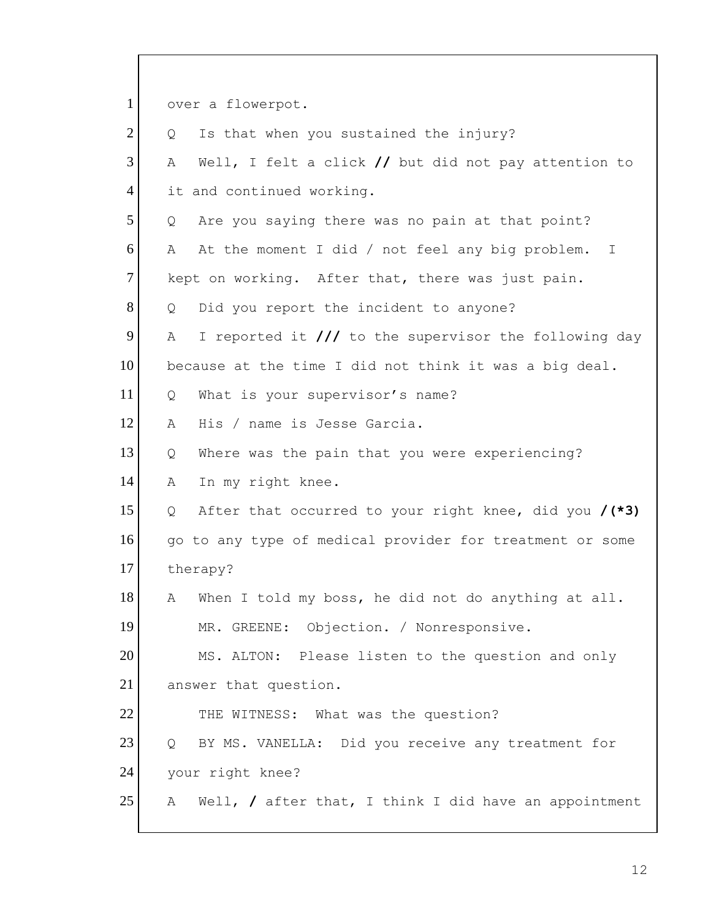1 over a flowerpot.

2 Q Is that when you sustained the injury?

3 A Well, I felt a click **//** but did not pay attention to

4 it and continued working.

5 Q Are you saying there was no pain at that point?

6 A At the moment I did / not feel any big problem. I

7 kept on working. After that, there was just pain.

8 Q Did you report the incident to anyone?

9 A I reported it **///** to the supervisor the following day

10 because at the time I did not think it was a big deal.

11 Q What is your supervisor's name?

12 A His / name is Jesse Garcia.

13 Q Where was the pain that you were experiencing?

14 A In my right knee.

15 Q After that occurred to your right knee, did you **/(*3)**

16 go to any type of medical provider for treatment or some

17 therapy?

18 A When I told my boss, he did not do anything at all.

19 MR. GREENE: Objection. / Nonresponsive.

20 MS. ALTON: Please listen to the question and only

21 answer that question.

22 THE WITNESS: What was the question?

23 Q BY MS. VANELLA: Did you receive any treatment for

24 your right knee?

25 A Well, **/** after that, I think I did have an appointment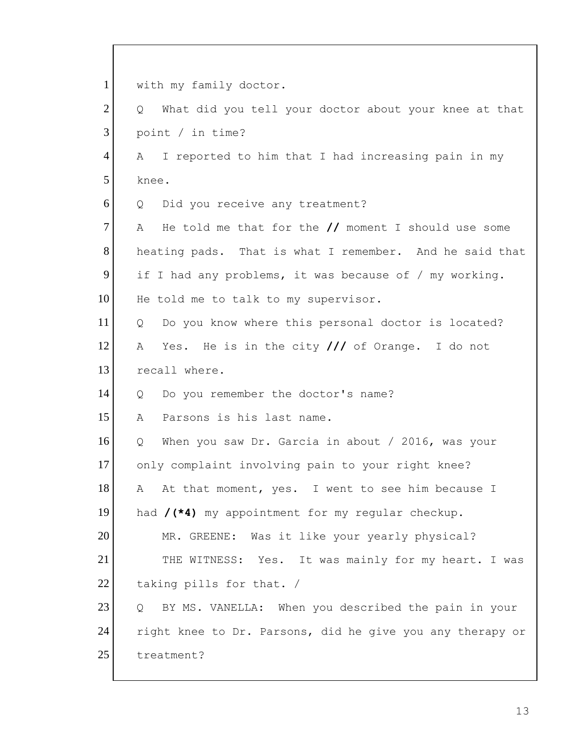1 with my family doctor.

2 Q What did you tell your doctor about your knee at that

3 point / in time?

4 A I reported to him that I had increasing pain in my

5 knee.

6 Q Did you receive any treatment?

7 A He told me that for the **//** moment I should use some

8 heating pads. That is what I remember. And he said that

9 if I had any problems, it was because of / my working.

10 He told me to talk to my supervisor.

11 Q Do you know where this personal doctor is located?

12 A Yes. He is in the city **///** of Orange. I do not

13 recall where.

14 Q Do you remember the doctor's name?

15 A Parsons is his last name.

16 Q When you saw Dr. Garcia in about / 2016, was your

17 only complaint involving pain to your right knee?

18 A At that moment, yes. I went to see him because I

19 had **/(*4)** my appointment for my regular checkup.

20 MR. GREENE: Was it like your yearly physical?

21 THE WITNESS: Yes. It was mainly for my heart. I was

22 taking pills for that. /

23 Q BY MS. VANELLA: When you described the pain in your

24 right knee to Dr. Parsons, did he give you any therapy or

25 treatment?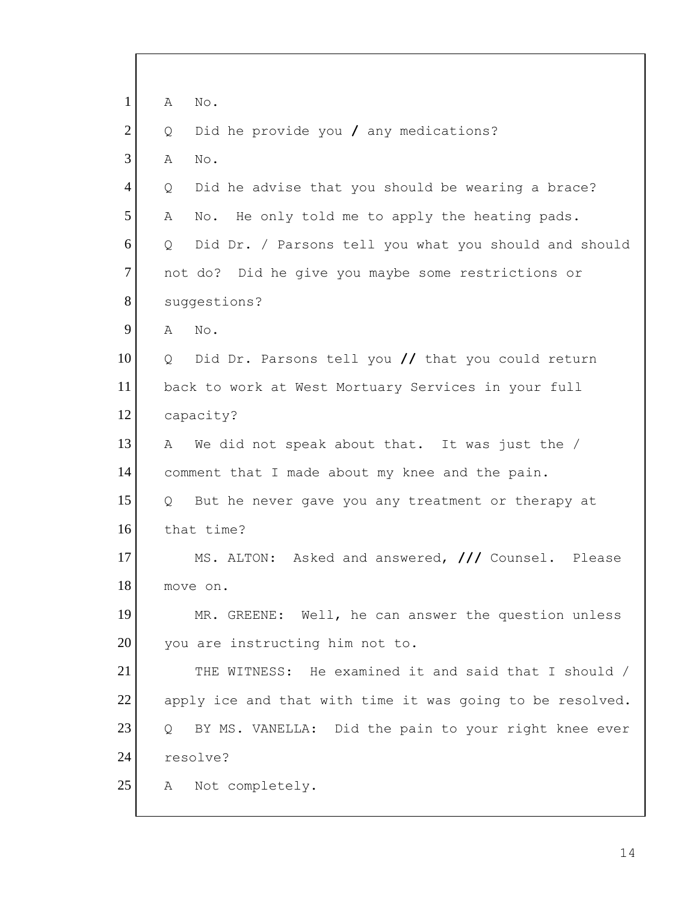1 A No.
2 Q Did he provide you / any medications?
3 A No.
4 Q Did he advise that you should be wearing a brace?
5 A No. He only told me to apply the heating pads.
6 Q Did Dr. / Parsons tell you what you should and should
7 not do? Did he give you maybe some restrictions or
8 suggestions?
9 A No.
10 Q Did Dr. Parsons tell you // that you could return
11 back to work at West Mortuary Services in your full
12 capacity?
13 A We did not speak about that. It was just the /
14 comment that I made about my knee and the pain.
15 Q But he never gave you any treatment or therapy at
16 that time?
17 MS. ALTON: Asked and answered, /// Counsel. Please
18 move on.
19 MR. GREENE: Well, he can answer the question unless
20 you are instructing him not to.
21 THE WITNESS: He examined it and said that I should /
22 apply ice and that with time it was going to be resolved.
23 Q BY MS. VANELLA: Did the pain to your right knee ever
24 resolve?
25 A Not completely.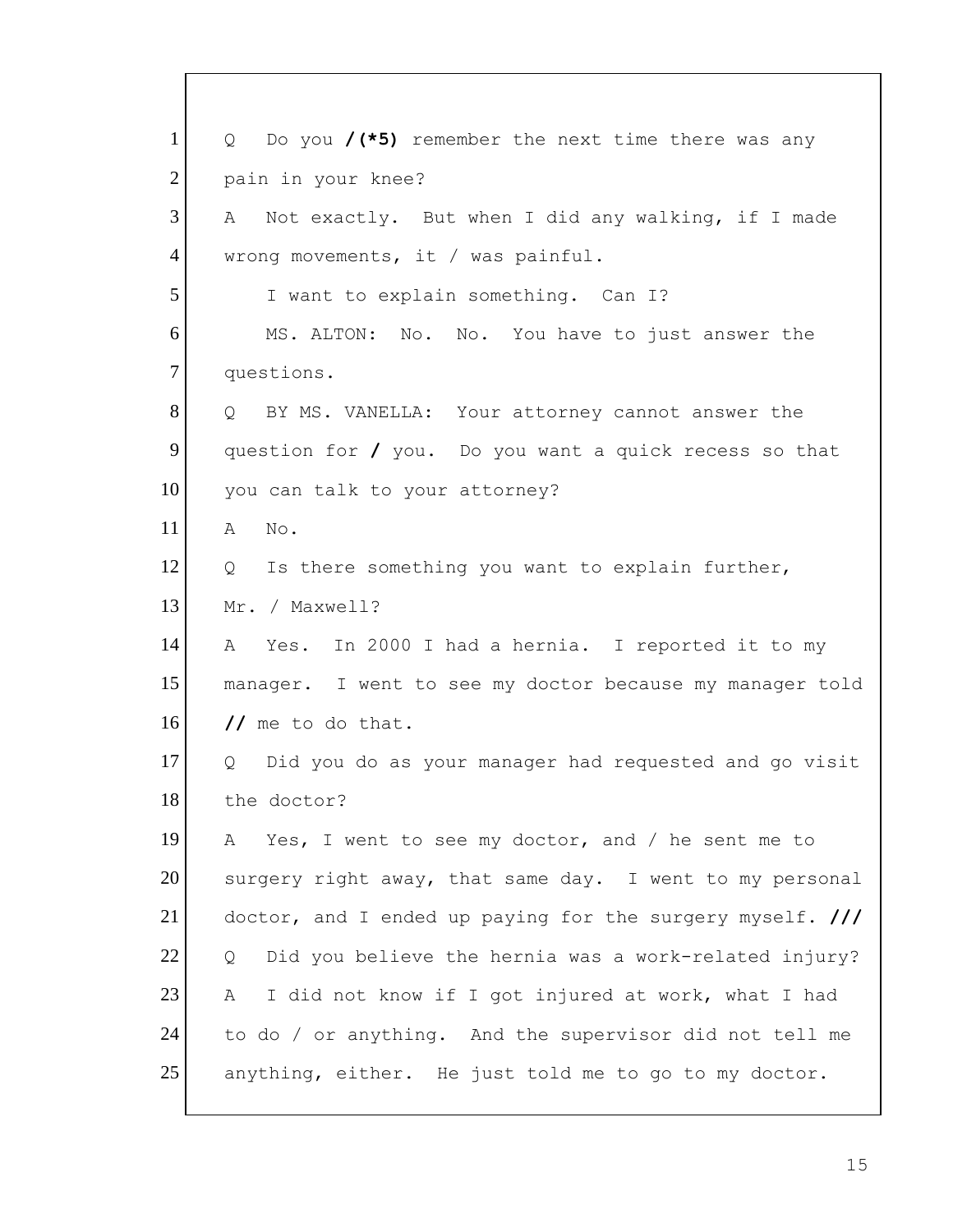1 Q Do you **/(*5)** remember the next time there was any
2 pain in your knee?
3 A Not exactly. But when I did any walking, if I made
4 wrong movements, it / was painful.
5 I want to explain something. Can I?
6 MS. ALTON: No. No. You have to just answer the
7 questions.
8 Q BY MS. VANELLA: Your attorney cannot answer the
9 question for **/** you. Do you want a quick recess so that
10 you can talk to your attorney?
11 A No.
12 Q Is there something you want to explain further,
13 Mr. / Maxwell?
14 A Yes. In 2000 I had a hernia. I reported it to my
15 manager. I went to see my doctor because my manager told
16 **//** me to do that.
17 Q Did you do as your manager had requested and go visit
18 the doctor?
19 A Yes, I went to see my doctor, and / he sent me to
20 surgery right away, that same day. I went to my personal
21 doctor, and I ended up paying for the surgery myself. **///**
22 Q Did you believe the hernia was a work-related injury?
23 A I did not know if I got injured at work, what I had
24 to do / or anything. And the supervisor did not tell me
25 anything, either. He just told me to go to my doctor.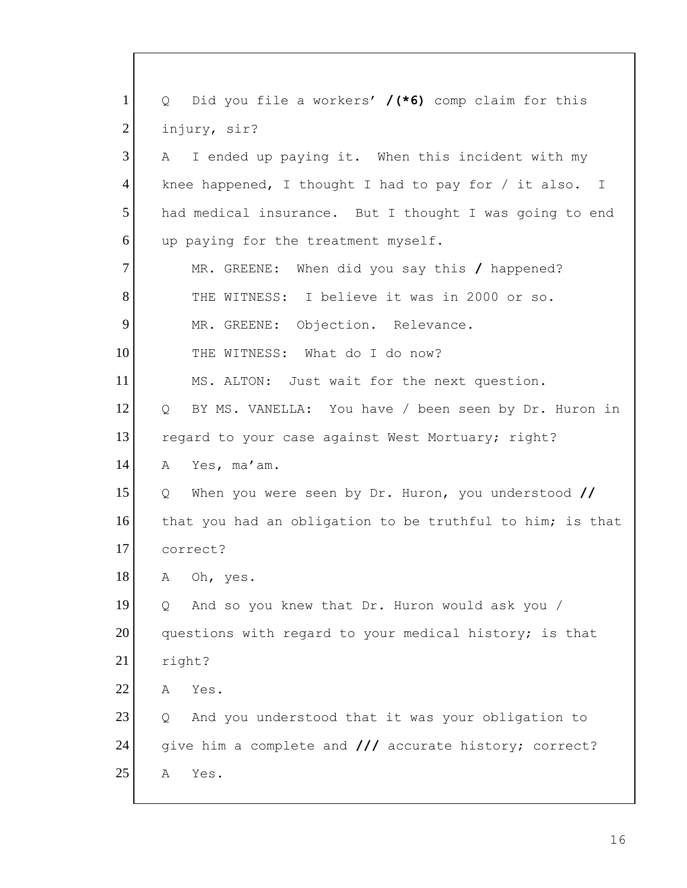1 Q Did you file a workers' **/(*6)** comp claim for this
2 injury, sir?
3 A I ended up paying it. When this incident with my
4 knee happened, I thought I had to pay for / it also. I
5 had medical insurance. But I thought I was going to end
6 up paying for the treatment myself.
7 MR. GREENE: When did you say this **/** happened?
8 THE WITNESS: I believe it was in 2000 or so.
9 MR. GREENE: Objection. Relevance.
10 THE WITNESS: What do I do now?
11 MS. ALTON: Just wait for the next question.
12 Q BY MS. VANELLA: You have / been seen by Dr. Huron in
13 regard to your case against West Mortuary; right?
14 A Yes, ma'am.
15 Q When you were seen by Dr. Huron, you understood **//**
16 that you had an obligation to be truthful to him; is that
17 correct?
18 A Oh, yes.
19 Q And so you knew that Dr. Huron would ask you /
20 questions with regard to your medical history; is that
21 right?
22 A Yes.
23 Q And you understood that it was your obligation to
24 give him a complete and **///** accurate history; correct?
25 A Yes.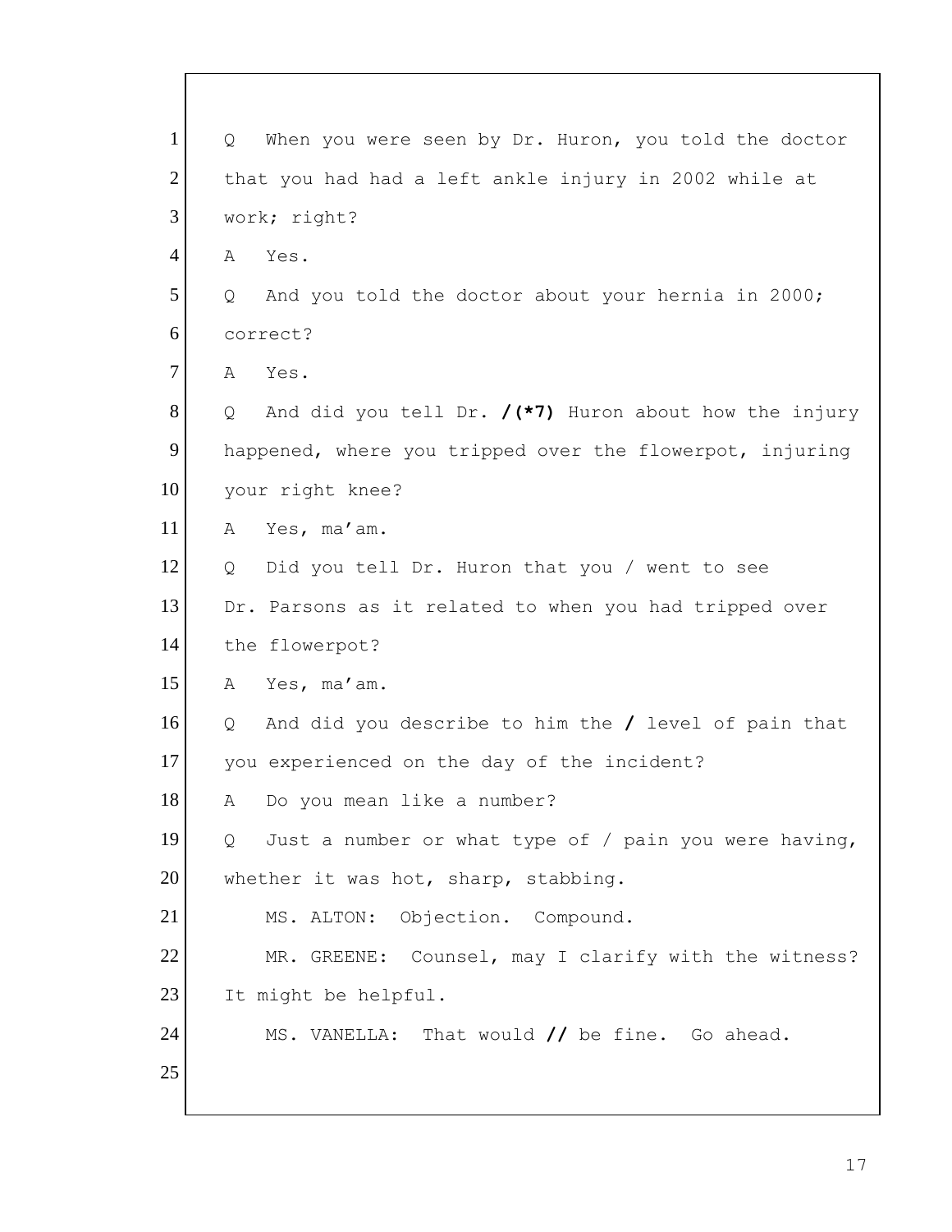1 Q When you were seen by Dr. Huron, you told the doctor
2 that you had had a left ankle injury in 2002 while at
3 work; right?
4 A Yes.
5 Q And you told the doctor about your hernia in 2000;
6 correct?
7 A Yes.
8 Q And did you tell Dr. **/(*7)** Huron about how the injury
9 happened, where you tripped over the flowerpot, injuring
10 your right knee?
11 A Yes, ma'am.
12 Q Did you tell Dr. Huron that you / went to see
13 Dr. Parsons as it related to when you had tripped over
14 the flowerpot?
15 A Yes, ma'am.
16 Q And did you describe to him the **/** level of pain that
17 you experienced on the day of the incident?
18 A Do you mean like a number?
19 Q Just a number or what type of / pain you were having,
20 whether it was hot, sharp, stabbing.
21 MS. ALTON: Objection. Compound.
22 MR. GREENE: Counsel, may I clarify with the witness?
23 It might be helpful.
24 MS. VANELLA: That would **//** be fine. Go ahead.
25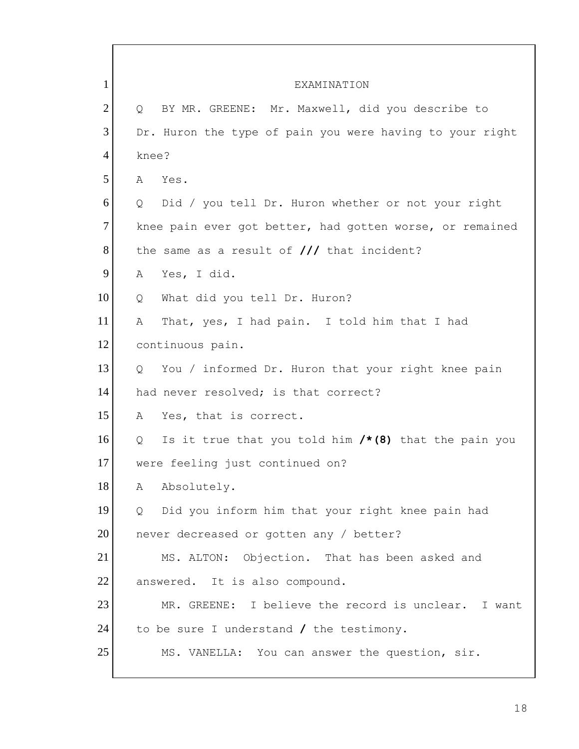EXAMINATION

1

2 Q BY MR. GREENE: Mr. Maxwell, did you describe to

3 Dr. Huron the type of pain you were having to your right

4 knee?

5 A Yes.

6 Q Did / you tell Dr. Huron whether or not your right

7 knee pain ever got better, had gotten worse, or remained

8 the same as a result of **///** that incident?

9 A Yes, I did.

10 Q What did you tell Dr. Huron?

11 A That, yes, I had pain. I told him that I had

12 continuous pain.

13 Q You / informed Dr. Huron that your right knee pain

14 had never resolved; is that correct?

15 A Yes, that is correct.

16 Q Is it true that you told him **/*(8)** that the pain you

17 were feeling just continued on?

18 A Absolutely.

19 Q Did you inform him that your right knee pain had

20 never decreased or gotten any / better?

21 MS. ALTON: Objection. That has been asked and

22 answered. It is also compound.

23 MR. GREENE: I believe the record is unclear. I want

24 to be sure I understand **/** the testimony.

25 MS. VANELLA: You can answer the question, sir.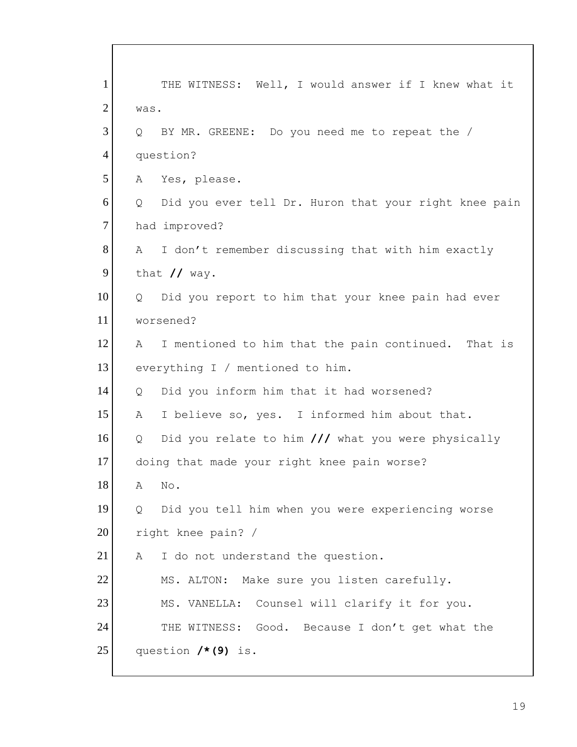1 THE WITNESS: Well, I would answer if I knew what it
2 was.
3 Q BY MR. GREENE: Do you need me to repeat the /
4 question?
5 A Yes, please.
6 Q Did you ever tell Dr. Huron that your right knee pain
7 had improved?
8 A I don't remember discussing that with him exactly
9 that **//** way.
10 Q Did you report to him that your knee pain had ever
11 worsened?
12 A I mentioned to him that the pain continued. That is
13 everything I / mentioned to him.
14 Q Did you inform him that it had worsened?
15 A I believe so, yes. I informed him about that.
16 Q Did you relate to him **///** what you were physically
17 doing that made your right knee pain worse?
18 A No.
19 Q Did you tell him when you were experiencing worse
20 right knee pain? /
21 A I do not understand the question.
22 MS. ALTON: Make sure you listen carefully.
23 MS. VANELLA: Counsel will clarify it for you.
24 THE WITNESS: Good. Because I don't get what the
25 question **/*(9)** is.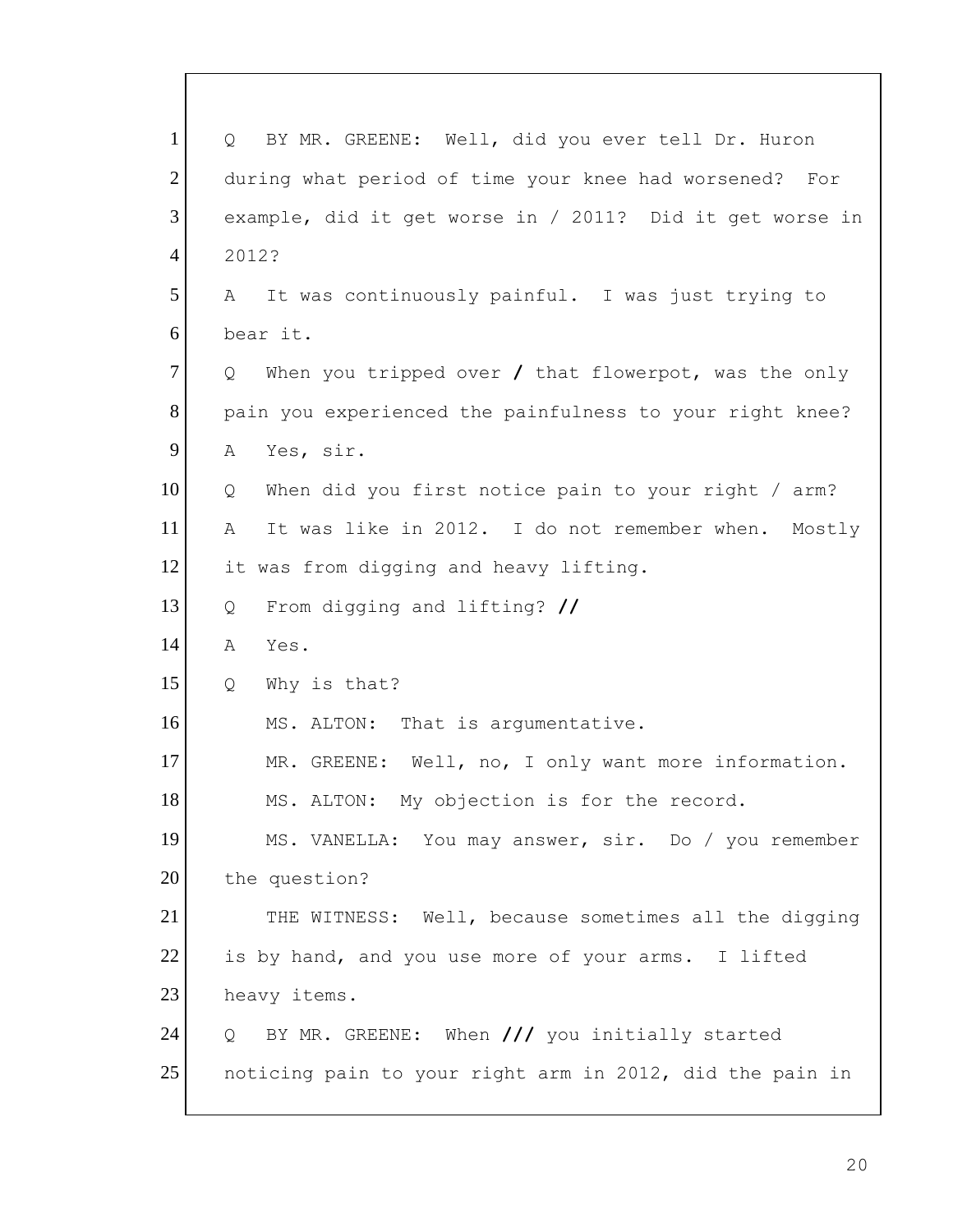1 Q BY MR. GREENE: Well, did you ever tell Dr. Huron
2 during what period of time your knee had worsened? For
3 example, did it get worse in / 2011? Did it get worse in
4 2012?
5 A It was continuously painful. I was just trying to
6 bear it.
7 Q When you tripped over / that flowerpot, was the only
8 pain you experienced the painfulness to your right knee?
9 A Yes, sir.
10 Q When did you first notice pain to your right / arm?
11 A It was like in 2012. I do not remember when. Mostly
12 it was from digging and heavy lifting.
13 Q From digging and lifting? //
14 A Yes.
15 Q Why is that?
16 MS. ALTON: That is argumentative.
17 MR. GREENE: Well, no, I only want more information.
18 MS. ALTON: My objection is for the record.
19 MS. VANELLA: You may answer, sir. Do / you remember
20 the question?
21 THE WITNESS: Well, because sometimes all the digging
22 is by hand, and you use more of your arms. I lifted
23 heavy items.
24 Q BY MR. GREENE: When /// you initially started
25 noticing pain to your right arm in 2012, did the pain in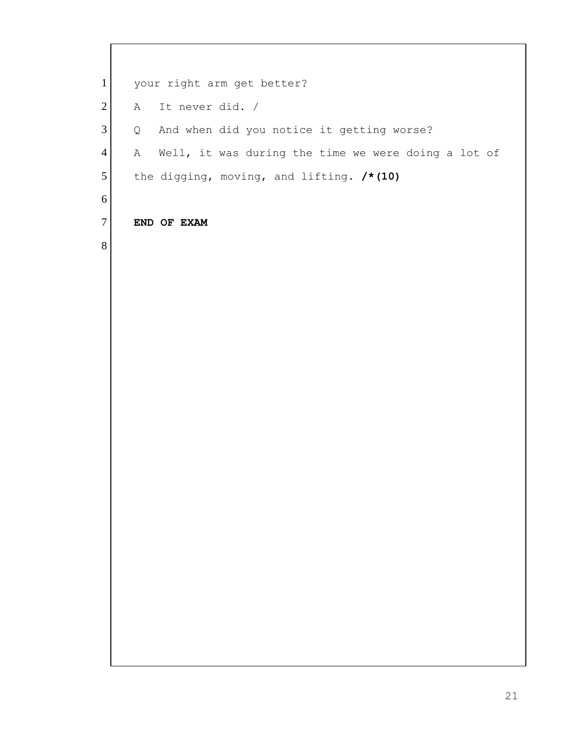your right arm get better?

A   It never did. /

Q   And when did you notice it getting worse?

A   Well, it was during the time we were doing a lot of the digging, moving, and lifting. **/*(10)**

**END OF EXAM**